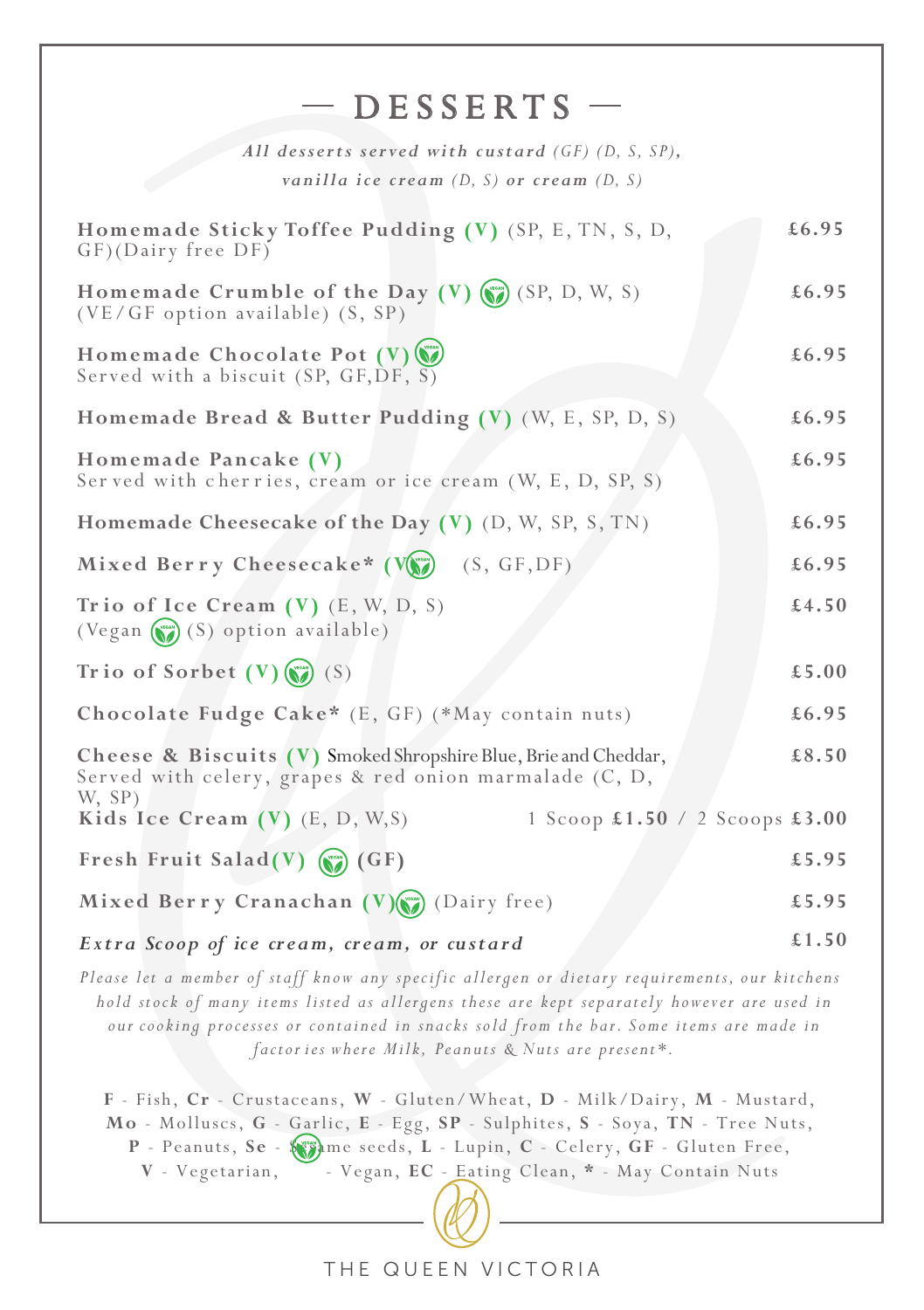# — DESSERTS —

*All desserts served with custard (GF) (D, S, SP),*
*vanilla ice cream (D, S) or cream (D, S)*

**Homemade Sticky Toffee Pudding (V)** (SP, E, TN, S, D, GF)(Dairy free DF) — **£6.95**

**Homemade Crumble of the Day (V)** (SP, D, W, S) (VE/GF option available) (S, SP) — **£6.95**

**Homemade Chocolate Pot (V)** Served with a biscuit (SP, GF,DF, S) — **£6.95**

**Homemade Bread & Butter Pudding (V)** (W, E, SP, D, S) — **£6.95**

**Homemade Pancake (V)** Served with cherries, cream or ice cream (W, E, D, SP, S) — **£6.95**

**Homemade Cheesecake of the Day (V)** (D, W, SP, S, TN) — **£6.95**

**Mixed Berry Cheesecake* (V)** (S, GF,DF) — **£6.95**

**Trio of Ice Cream (V)** (E, W, D, S) (Vegan (S) option available) — **£4.50**

**Trio of Sorbet (V)** (S) — **£5.00**

**Chocolate Fudge Cake*** (E, GF) (*May contain nuts) — **£6.95**

**Cheese & Biscuits (V)** Smoked Shropshire Blue, Brie and Cheddar, Served with celery, grapes & red onion marmalade (C, D, W, SP) — **£8.50**

**Kids Ice Cream (V)** (E, D, W,S) — 1 Scoop **£1.50** / 2 Scoops **£3.00**

**Fresh Fruit Salad(V)** **(GF)** — **£5.95**

**Mixed Berry Cranachan (V)** (Dairy free) — **£5.95**

***Extra Scoop of ice cream, cream, or custard*** — **£1.50**

*Please let a member of staff know any specific allergen or dietary requirements, our kitchens hold stock of many items listed as allergens these are kept separately however are used in our cooking processes or contained in snacks sold from the bar. Some items are made in factories where Milk, Peanuts & Nuts are present*.*

**F** - Fish, **Cr** - Crustaceans, **W** - Gluten/Wheat, **D** - Milk/Dairy, **M** - Mustard, **Mo** - Molluscs, **G** - Garlic, **E** - Egg, **SP** - Sulphites, **S** - Soya, **TN** - Tree Nuts, **P** - Peanuts, **Se** - Sesame seeds, **L** - Lupin, **C** - Celery, **GF** - Gluten Free, **V** - Vegetarian, - Vegan, **EC** - Eating Clean, ***** - May Contain Nuts

THE QUEEN VICTORIA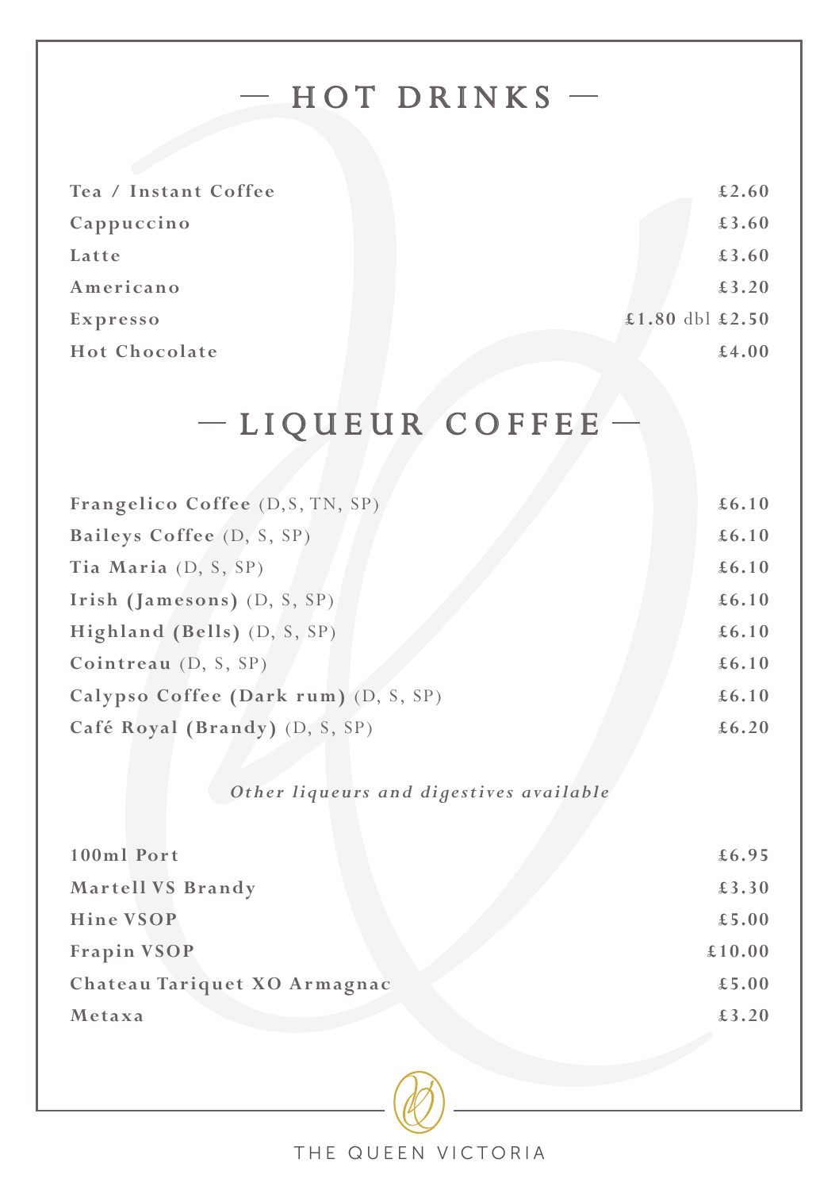# — HOT DRINKS —

| | |
|---|---|
| **Tea / Instant Coffee** | **£2.60** |
| **Cappuccino** | **£3.60** |
| **Latte** | **£3.60** |
| **Americano** | **£3.20** |
| **Expresso** | **£1.80** dbl **£2.50** |
| **Hot Chocolate** | **£4.00** |

# — LIQUEUR COFFEE —

| | |
|---|---|
| **Frangelico Coffee** (D,S, TN, SP) | **£6.10** |
| **Baileys Coffee** (D, S, SP) | **£6.10** |
| **Tia Maria** (D, S, SP) | **£6.10** |
| **Irish (Jamesons)** (D, S, SP) | **£6.10** |
| **Highland (Bells)** (D, S, SP) | **£6.10** |
| **Cointreau** (D, S, SP) | **£6.10** |
| **Calypso Coffee (Dark rum)** (D, S, SP) | **£6.10** |
| **Café Royal (Brandy)** (D, S, SP) | **£6.20** |

*Other liqueurs and digestives available*

| | |
|---|---|
| **100ml Port** | **£6.95** |
| **Martell VS Brandy** | **£3.30** |
| **Hine VSOP** | **£5.00** |
| **Frapin VSOP** | **£10.00** |
| **Chateau Tariquet XO Armagnac** | **£5.00** |
| **Metaxa** | **£3.20** |

THE QUEEN VICTORIA